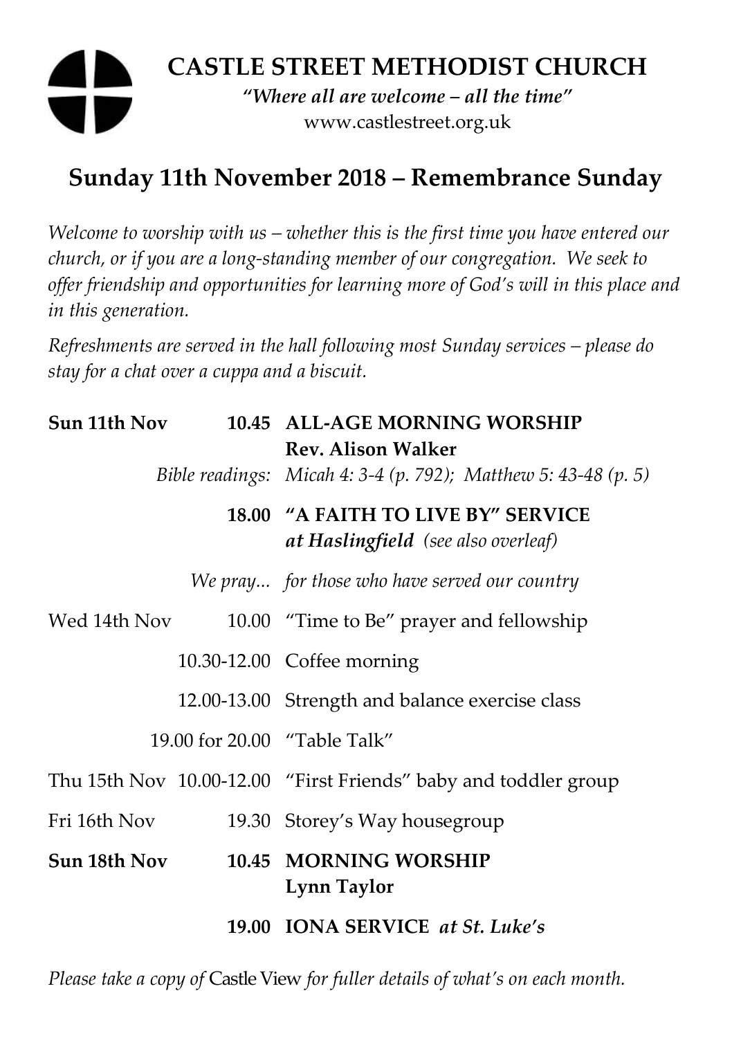# CASTLE STREET METHODIST CHURCH

*"Where all are welcome – all the time"*

www.castlestreet.org.uk

## Sunday 11th November 2018 – Remembrance Sunday

*Welcome to worship with us – whether this is the first time you have entered our church, or if you are a long-standing member of our congregation. We seek to offer friendship and opportunities for learning more of God's will in this place and in this generation.*

*Refreshments are served in the hall following most Sunday services – please do stay for a chat over a cuppa and a biscuit.*

| | | |
|---|---|---|
| **Sun 11th Nov** | **10.45** | **ALL-AGE MORNING WORSHIP**<br>**Rev. Alison Walker** |
| | *Bible readings:* | *Micah 4: 3-4 (p. 792); Matthew 5: 43-48 (p. 5)* |
| | **18.00** | **"A FAITH TO LIVE BY" SERVICE**<br>***at Haslingfield*** *(see also overleaf)* |
| | *We pray...* | *for those who have served our country* |
| Wed 14th Nov | 10.00 | "Time to Be" prayer and fellowship |
| | 10.30-12.00 | Coffee morning |
| | 12.00-13.00 | Strength and balance exercise class |
| | 19.00 for 20.00 | "Table Talk" |
| Thu 15th Nov | 10.00-12.00 | "First Friends" baby and toddler group |
| Fri 16th Nov | 19.30 | Storey's Way housegroup |
| **Sun 18th Nov** | **10.45** | **MORNING WORSHIP**<br>**Lynn Taylor** |
| | **19.00** | **IONA SERVICE** ***at St. Luke's*** |

*Please take a copy of* Castle View *for fuller details of what's on each month.*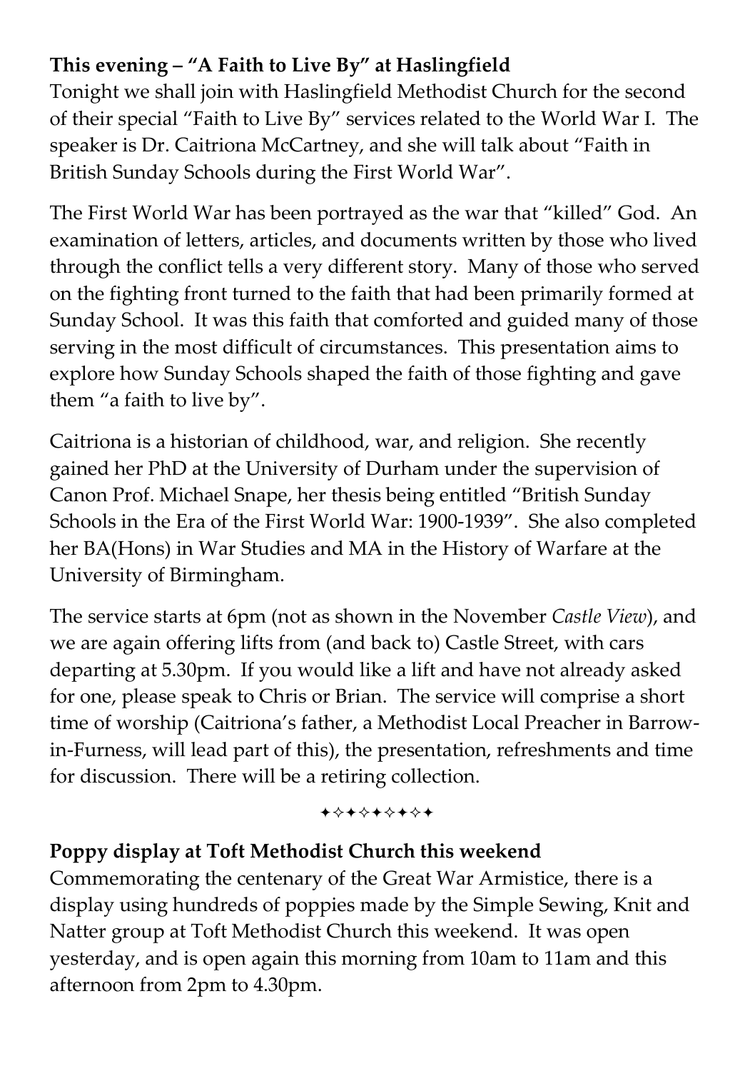**This evening – "A Faith to Live By" at Haslingfield**

Tonight we shall join with Haslingfield Methodist Church for the second of their special "Faith to Live By" services related to the World War I. The speaker is Dr. Caitriona McCartney, and she will talk about "Faith in British Sunday Schools during the First World War".

The First World War has been portrayed as the war that "killed" God. An examination of letters, articles, and documents written by those who lived through the conflict tells a very different story. Many of those who served on the fighting front turned to the faith that had been primarily formed at Sunday School. It was this faith that comforted and guided many of those serving in the most difficult of circumstances. This presentation aims to explore how Sunday Schools shaped the faith of those fighting and gave them "a faith to live by".

Caitriona is a historian of childhood, war, and religion. She recently gained her PhD at the University of Durham under the supervision of Canon Prof. Michael Snape, her thesis being entitled "British Sunday Schools in the Era of the First World War: 1900-1939". She also completed her BA(Hons) in War Studies and MA in the History of Warfare at the University of Birmingham.

The service starts at 6pm (not as shown in the November *Castle View*), and we are again offering lifts from (and back to) Castle Street, with cars departing at 5.30pm. If you would like a lift and have not already asked for one, please speak to Chris or Brian. The service will comprise a short time of worship (Caitriona's father, a Methodist Local Preacher in Barrow-in-Furness, will lead part of this), the presentation, refreshments and time for discussion. There will be a retiring collection.

✦✧✦✧✦✧✦✧✦

**Poppy display at Toft Methodist Church this weekend**

Commemorating the centenary of the Great War Armistice, there is a display using hundreds of poppies made by the Simple Sewing, Knit and Natter group at Toft Methodist Church this weekend. It was open yesterday, and is open again this morning from 10am to 11am and this afternoon from 2pm to 4.30pm.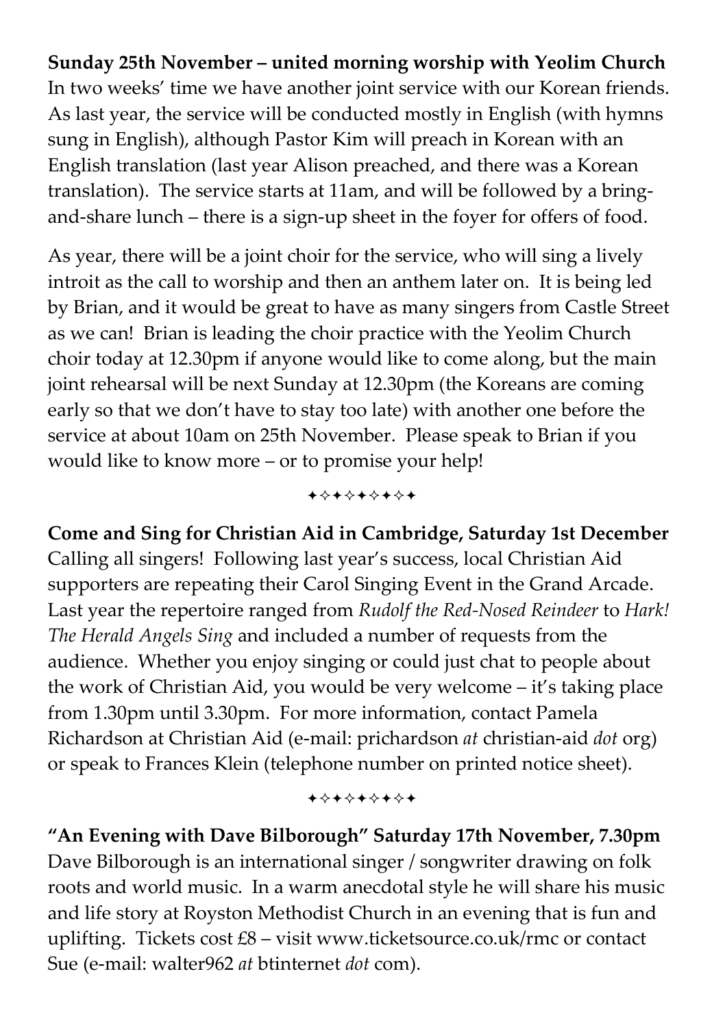**Sunday 25th November – united morning worship with Yeolim Church**
In two weeks' time we have another joint service with our Korean friends. As last year, the service will be conducted mostly in English (with hymns sung in English), although Pastor Kim will preach in Korean with an English translation (last year Alison preached, and there was a Korean translation). The service starts at 11am, and will be followed by a bring-and-share lunch – there is a sign-up sheet in the foyer for offers of food.

As year, there will be a joint choir for the service, who will sing a lively introit as the call to worship and then an anthem later on. It is being led by Brian, and it would be great to have as many singers from Castle Street as we can! Brian is leading the choir practice with the Yeolim Church choir today at 12.30pm if anyone would like to come along, but the main joint rehearsal will be next Sunday at 12.30pm (the Koreans are coming early so that we don't have to stay too late) with another one before the service at about 10am on 25th November. Please speak to Brian if you would like to know more – or to promise your help!

✦✧✦✧✦✧✦✧✦

**Come and Sing for Christian Aid in Cambridge, Saturday 1st December**
Calling all singers! Following last year's success, local Christian Aid supporters are repeating their Carol Singing Event in the Grand Arcade. Last year the repertoire ranged from *Rudolf the Red-Nosed Reindeer* to *Hark! The Herald Angels Sing* and included a number of requests from the audience. Whether you enjoy singing or could just chat to people about the work of Christian Aid, you would be very welcome – it's taking place from 1.30pm until 3.30pm. For more information, contact Pamela Richardson at Christian Aid (e-mail: prichardson *at* christian-aid *dot* org) or speak to Frances Klein (telephone number on printed notice sheet).

✦✧✦✧✦✧✦✧✦

**"An Evening with Dave Bilborough" Saturday 17th November, 7.30pm**
Dave Bilborough is an international singer / songwriter drawing on folk roots and world music. In a warm anecdotal style he will share his music and life story at Royston Methodist Church in an evening that is fun and uplifting. Tickets cost £8 – visit www.ticketsource.co.uk/rmc or contact Sue (e-mail: walter962 *at* btinternet *dot* com).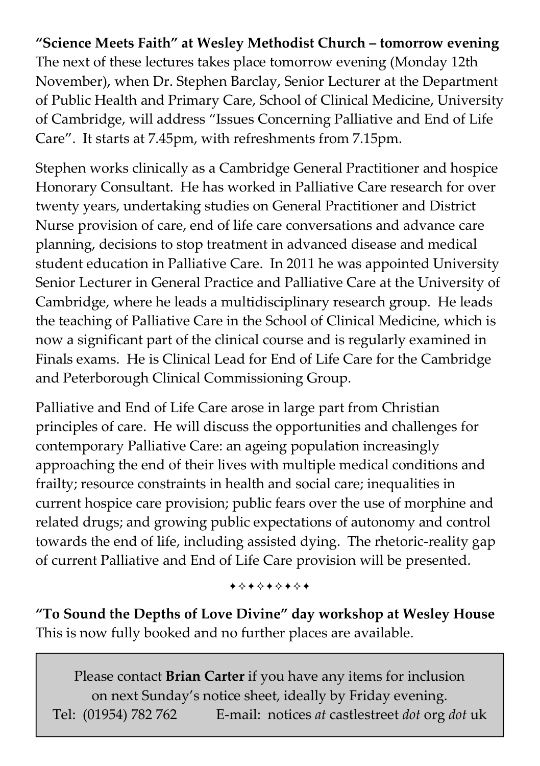**"Science Meets Faith" at Wesley Methodist Church – tomorrow evening**
The next of these lectures takes place tomorrow evening (Monday 12th November), when Dr. Stephen Barclay, Senior Lecturer at the Department of Public Health and Primary Care, School of Clinical Medicine, University of Cambridge, will address "Issues Concerning Palliative and End of Life Care". It starts at 7.45pm, with refreshments from 7.15pm.

Stephen works clinically as a Cambridge General Practitioner and hospice Honorary Consultant. He has worked in Palliative Care research for over twenty years, undertaking studies on General Practitioner and District Nurse provision of care, end of life care conversations and advance care planning, decisions to stop treatment in advanced disease and medical student education in Palliative Care. In 2011 he was appointed University Senior Lecturer in General Practice and Palliative Care at the University of Cambridge, where he leads a multidisciplinary research group. He leads the teaching of Palliative Care in the School of Clinical Medicine, which is now a significant part of the clinical course and is regularly examined in Finals exams. He is Clinical Lead for End of Life Care for the Cambridge and Peterborough Clinical Commissioning Group.

Palliative and End of Life Care arose in large part from Christian principles of care. He will discuss the opportunities and challenges for contemporary Palliative Care: an ageing population increasingly approaching the end of their lives with multiple medical conditions and frailty; resource constraints in health and social care; inequalities in current hospice care provision; public fears over the use of morphine and related drugs; and growing public expectations of autonomy and control towards the end of life, including assisted dying. The rhetoric-reality gap of current Palliative and End of Life Care provision will be presented.

✦✧✦✧✦✧✦✧✦

**"To Sound the Depths of Love Divine" day workshop at Wesley House**
This is now fully booked and no further places are available.

Please contact **Brian Carter** if you have any items for inclusion on next Sunday's notice sheet, ideally by Friday evening.
Tel: (01954) 782 762 E-mail: notices *at* castlestreet *dot* org *dot* uk